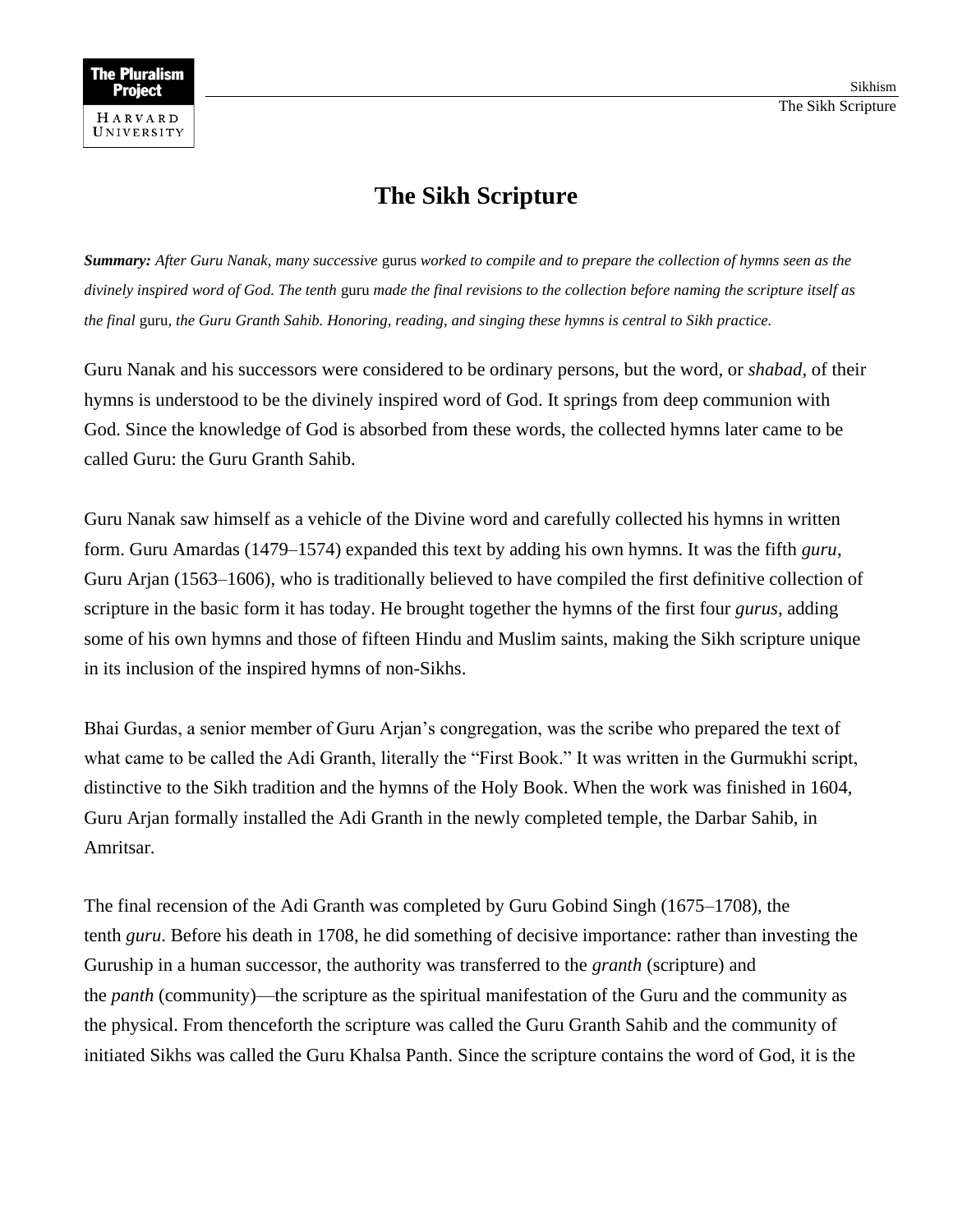# The Sikh Scripture

***Summary:*** *After Guru Nanak, many successive* gurus *worked to compile and to prepare the collection of hymns seen as the divinely inspired word of God. The tenth* guru *made the final revisions to the collection before naming the scripture itself as the final* guru*, the Guru Granth Sahib. Honoring, reading, and singing these hymns is central to Sikh practice.*

Guru Nanak and his successors were considered to be ordinary persons, but the word, or *shabad*, of their hymns is understood to be the divinely inspired word of God. It springs from deep communion with God. Since the knowledge of God is absorbed from these words, the collected hymns later came to be called Guru: the Guru Granth Sahib.

Guru Nanak saw himself as a vehicle of the Divine word and carefully collected his hymns in written form. Guru Amardas (1479–1574) expanded this text by adding his own hymns. It was the fifth *guru*, Guru Arjan (1563–1606), who is traditionally believed to have compiled the first definitive collection of scripture in the basic form it has today. He brought together the hymns of the first four *gurus*, adding some of his own hymns and those of fifteen Hindu and Muslim saints, making the Sikh scripture unique in its inclusion of the inspired hymns of non-Sikhs.

Bhai Gurdas, a senior member of Guru Arjan's congregation, was the scribe who prepared the text of what came to be called the Adi Granth, literally the "First Book." It was written in the Gurmukhi script, distinctive to the Sikh tradition and the hymns of the Holy Book. When the work was finished in 1604, Guru Arjan formally installed the Adi Granth in the newly completed temple, the Darbar Sahib, in Amritsar.

The final recension of the Adi Granth was completed by Guru Gobind Singh (1675–1708), the tenth *guru*. Before his death in 1708, he did something of decisive importance: rather than investing the Guruship in a human successor, the authority was transferred to the *granth* (scripture) and the *panth* (community)—the scripture as the spiritual manifestation of the Guru and the community as the physical. From thenceforth the scripture was called the Guru Granth Sahib and the community of initiated Sikhs was called the Guru Khalsa Panth. Since the scripture contains the word of God, it is the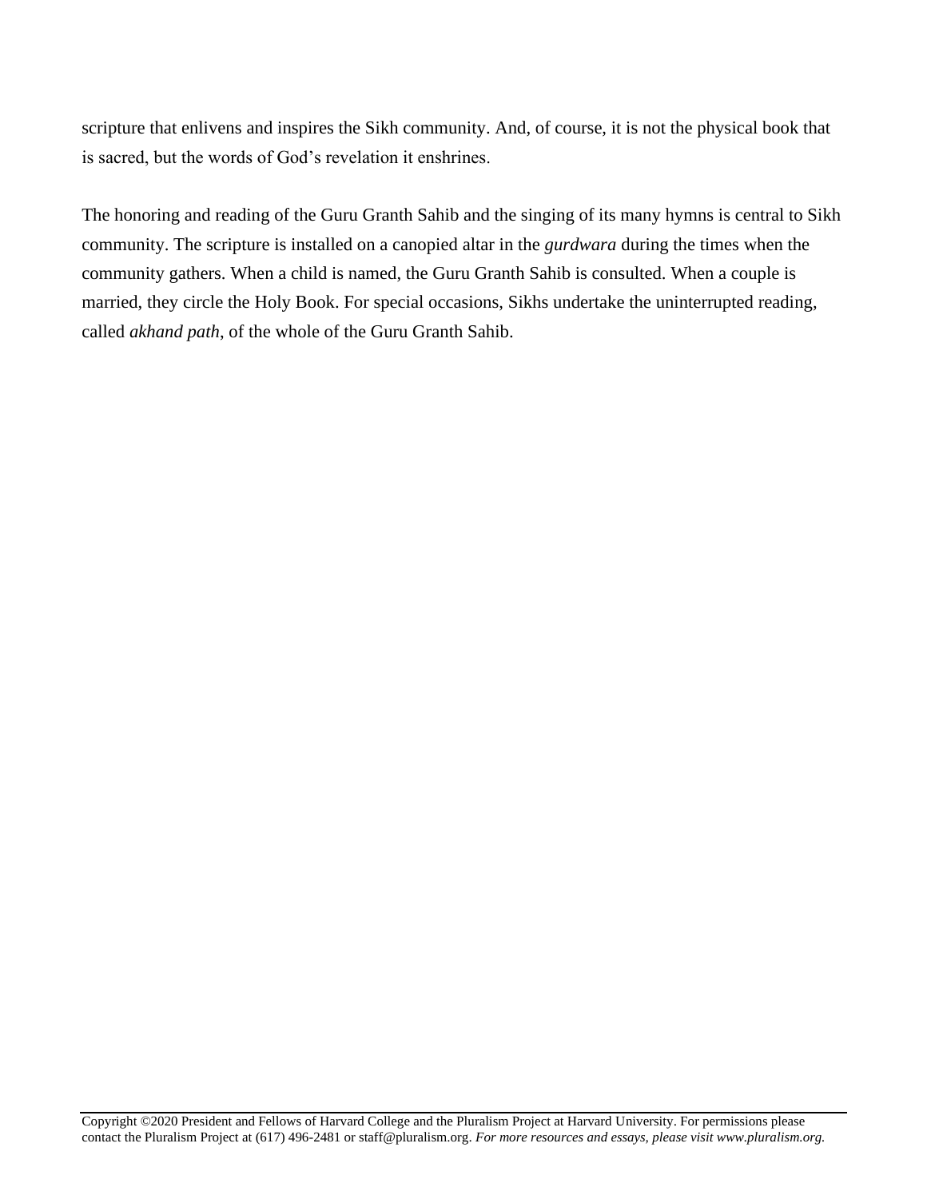scripture that enlivens and inspires the Sikh community. And, of course, it is not the physical book that is sacred, but the words of God's revelation it enshrines.

The honoring and reading of the Guru Granth Sahib and the singing of its many hymns is central to Sikh community. The scripture is installed on a canopied altar in the *gurdwara* during the times when the community gathers. When a child is named, the Guru Granth Sahib is consulted. When a couple is married, they circle the Holy Book. For special occasions, Sikhs undertake the uninterrupted reading, called *akhand path*, of the whole of the Guru Granth Sahib.